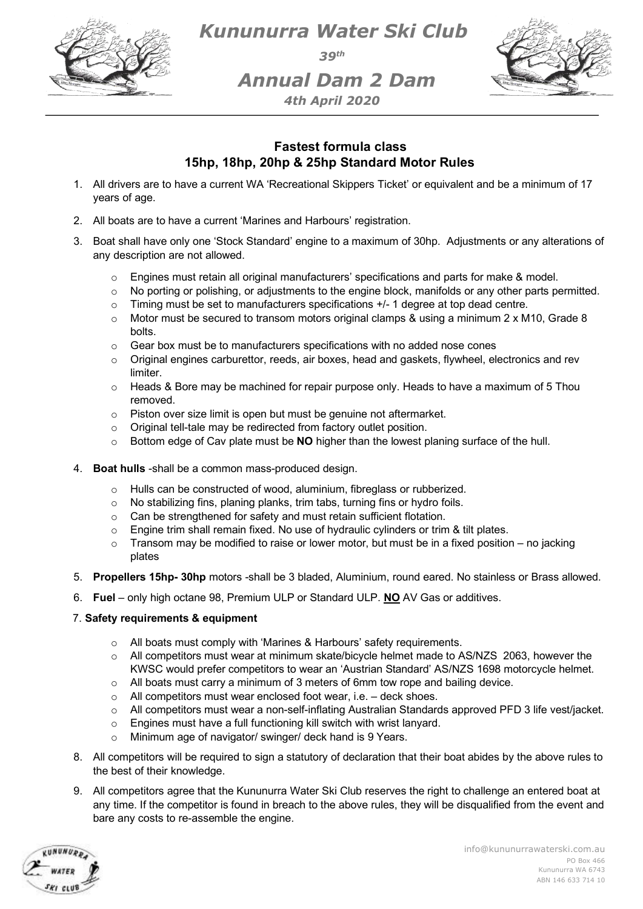# Kununurra Water Ski Club

*39th*

# Annual Dam 2 Dam

*4th April 2020*

## Fastest formula class
## 15hp, 18hp, 20hp & 25hp Standard Motor Rules

1. All drivers are to have a current WA 'Recreational Skippers Ticket' or equivalent and be a minimum of 17 years of age.
2. All boats are to have a current 'Marines and Harbours' registration.
3. Boat shall have only one 'Stock Standard' engine to a maximum of 30hp. Adjustments or any alterations of any description are not allowed.
   - Engines must retain all original manufacturers' specifications and parts for make & model.
   - No porting or polishing, or adjustments to the engine block, manifolds or any other parts permitted.
   - Timing must be set to manufacturers specifications +/- 1 degree at top dead centre.
   - Motor must be secured to transom motors original clamps & using a minimum 2 x M10, Grade 8 bolts.
   - Gear box must be to manufacturers specifications with no added nose cones
   - Original engines carburettor, reeds, air boxes, head and gaskets, flywheel, electronics and rev limiter.
   - Heads & Bore may be machined for repair purpose only. Heads to have a maximum of 5 Thou removed.
   - Piston over size limit is open but must be genuine not aftermarket.
   - Original tell-tale may be redirected from factory outlet position.
   - Bottom edge of Cav plate must be **NO** higher than the lowest planing surface of the hull.
4. **Boat hulls** -shall be a common mass-produced design.
   - Hulls can be constructed of wood, aluminium, fibreglass or rubberized.
   - No stabilizing fins, planing planks, trim tabs, turning fins or hydro foils.
   - Can be strengthened for safety and must retain sufficient flotation.
   - Engine trim shall remain fixed. No use of hydraulic cylinders or trim & tilt plates.
   - Transom may be modified to raise or lower motor, but must be in a fixed position – no jacking plates
5. **Propellers 15hp- 30hp** motors -shall be 3 bladed, Aluminium, round eared. No stainless or Brass allowed.
6. **Fuel** – only high octane 98, Premium ULP or Standard ULP. **NO** AV Gas or additives.
7. **Safety requirements & equipment**
   - All boats must comply with 'Marines & Harbours' safety requirements.
   - All competitors must wear at minimum skate/bicycle helmet made to AS/NZS 2063, however the KWSC would prefer competitors to wear an 'Austrian Standard' AS/NZS 1698 motorcycle helmet.
   - All boats must carry a minimum of 3 meters of 6mm tow rope and bailing device.
   - All competitors must wear enclosed foot wear, i.e. – deck shoes.
   - All competitors must wear a non-self-inflating Australian Standards approved PFD 3 life vest/jacket.
   - Engines must have a full functioning kill switch with wrist lanyard.
   - Minimum age of navigator/ swinger/ deck hand is 9 Years.
8. All competitors will be required to sign a statutory of declaration that their boat abides by the above rules to the best of their knowledge.
9. All competitors agree that the Kununurra Water Ski Club reserves the right to challenge an entered boat at any time. If the competitor is found in breach to the above rules, they will be disqualified from the event and bare any costs to re-assemble the engine.

info@kununurrawaterski.com.au
PO Box 466
Kununurra WA 6743
ABN 146 633 714 10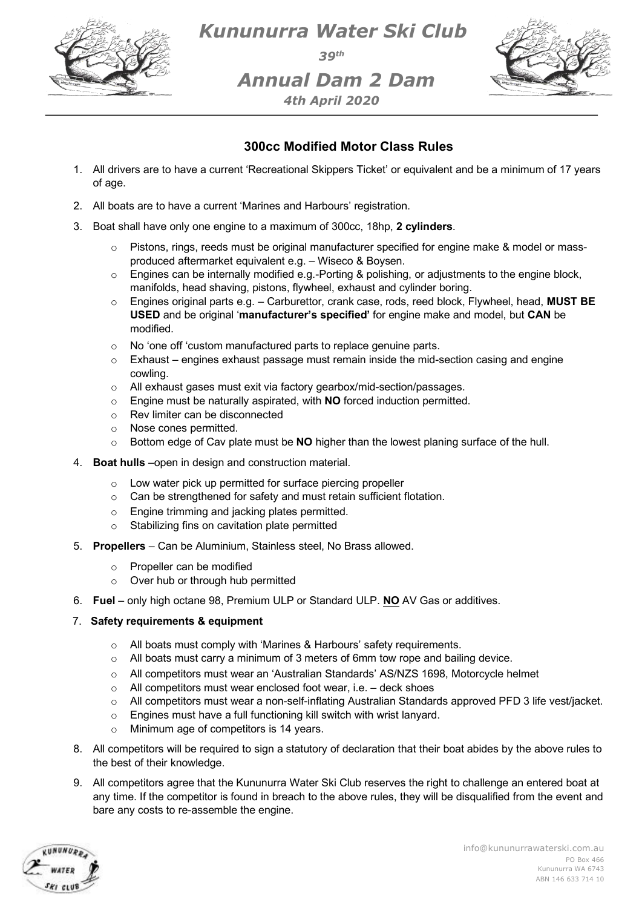# Kununurra Water Ski Club

*39th*

## *Annual Dam 2 Dam*

*4th April 2020*

### 300cc Modified Motor Class Rules

1. All drivers are to have a current 'Recreational Skippers Ticket' or equivalent and be a minimum of 17 years of age.
2. All boats are to have a current 'Marines and Harbours' registration.
3. Boat shall have only one engine to a maximum of 300cc, 18hp, **2 cylinders**.
   - Pistons, rings, reeds must be original manufacturer specified for engine make & model or mass-produced aftermarket equivalent e.g. – Wiseco & Boysen.
   - Engines can be internally modified e.g.-Porting & polishing, or adjustments to the engine block, manifolds, head shaving, pistons, flywheel, exhaust and cylinder boring.
   - Engines original parts e.g. – Carburettor, crank case, rods, reed block, Flywheel, head, **MUST BE USED** and be original '**manufacturer's specified'** for engine make and model, but **CAN** be modified.
   - No 'one off 'custom manufactured parts to replace genuine parts.
   - Exhaust – engines exhaust passage must remain inside the mid-section casing and engine cowling.
   - All exhaust gases must exit via factory gearbox/mid-section/passages.
   - Engine must be naturally aspirated, with **NO** forced induction permitted.
   - Rev limiter can be disconnected
   - Nose cones permitted.
   - Bottom edge of Cav plate must be **NO** higher than the lowest planing surface of the hull.
4. **Boat hulls** –open in design and construction material.
   - Low water pick up permitted for surface piercing propeller
   - Can be strengthened for safety and must retain sufficient flotation.
   - Engine trimming and jacking plates permitted.
   - Stabilizing fins on cavitation plate permitted
5. **Propellers** – Can be Aluminium, Stainless steel, No Brass allowed.
   - Propeller can be modified
   - Over hub or through hub permitted
6. **Fuel** – only high octane 98, Premium ULP or Standard ULP. **NO** AV Gas or additives.
7. **Safety requirements & equipment**
   - All boats must comply with 'Marines & Harbours' safety requirements.
   - All boats must carry a minimum of 3 meters of 6mm tow rope and bailing device.
   - All competitors must wear an 'Australian Standards' AS/NZS 1698, Motorcycle helmet
   - All competitors must wear enclosed foot wear, i.e. – deck shoes
   - All competitors must wear a non-self-inflating Australian Standards approved PFD 3 life vest/jacket.
   - Engines must have a full functioning kill switch with wrist lanyard.
   - Minimum age of competitors is 14 years.
8. All competitors will be required to sign a statutory of declaration that their boat abides by the above rules to the best of their knowledge.
9. All competitors agree that the Kununurra Water Ski Club reserves the right to challenge an entered boat at any time. If the competitor is found in breach to the above rules, they will be disqualified from the event and bare any costs to re-assemble the engine.

info@kununurrawaterski.com.au
PO Box 466
Kununurra WA 6743
ABN 146 633 714 10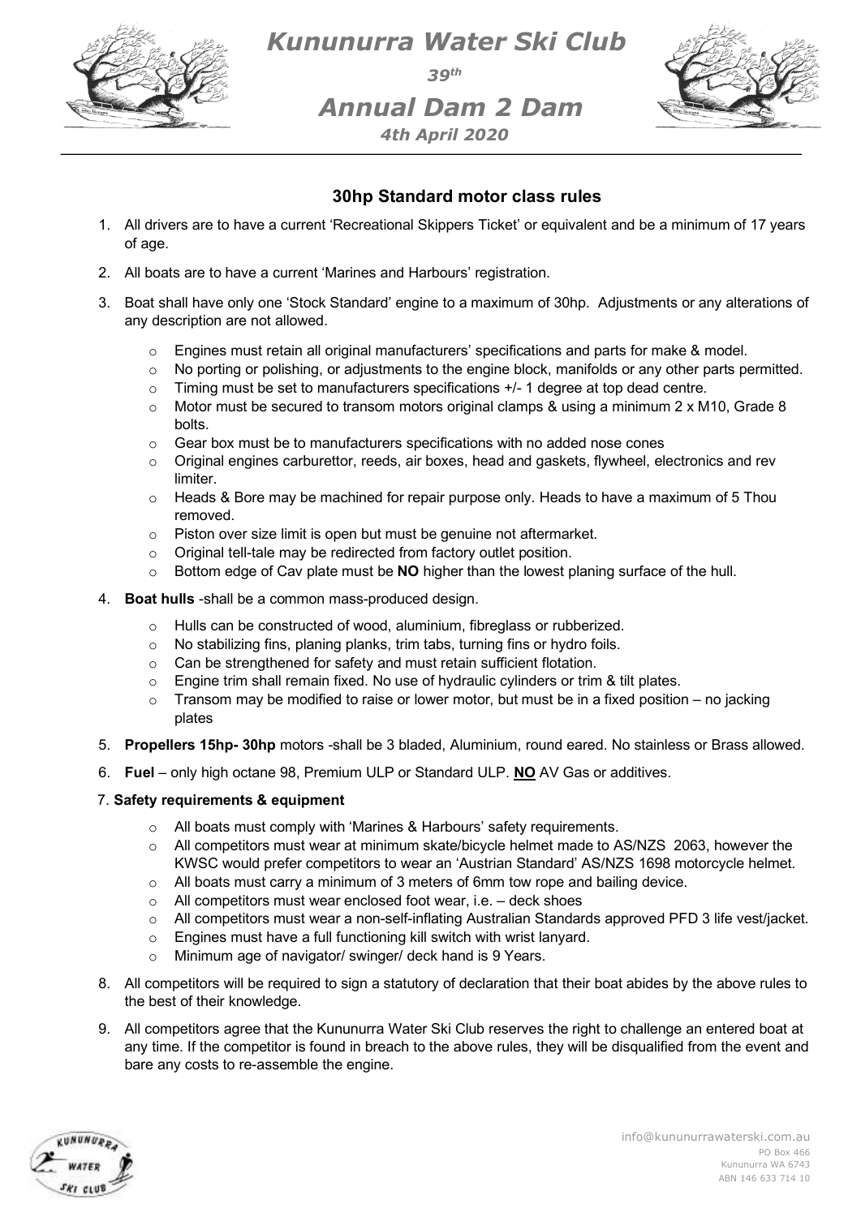# Kununurra Water Ski Club

*39th*

## *Annual Dam 2 Dam*

*4th April 2020*

### 30hp Standard motor class rules

1. All drivers are to have a current 'Recreational Skippers Ticket' or equivalent and be a minimum of 17 years of age.

2. All boats are to have a current 'Marines and Harbours' registration.

3. Boat shall have only one 'Stock Standard' engine to a maximum of 30hp. Adjustments or any alterations of any description are not allowed.

   - Engines must retain all original manufacturers' specifications and parts for make & model.
   - No porting or polishing, or adjustments to the engine block, manifolds or any other parts permitted.
   - Timing must be set to manufacturers specifications +/- 1 degree at top dead centre.
   - Motor must be secured to transom motors original clamps & using a minimum 2 x M10, Grade 8 bolts.
   - Gear box must be to manufacturers specifications with no added nose cones
   - Original engines carburettor, reeds, air boxes, head and gaskets, flywheel, electronics and rev limiter.
   - Heads & Bore may be machined for repair purpose only. Heads to have a maximum of 5 Thou removed.
   - Piston over size limit is open but must be genuine not aftermarket.
   - Original tell-tale may be redirected from factory outlet position.
   - Bottom edge of Cav plate must be **NO** higher than the lowest planing surface of the hull.

4. **Boat hulls** -shall be a common mass-produced design.

   - Hulls can be constructed of wood, aluminium, fibreglass or rubberized.
   - No stabilizing fins, planing planks, trim tabs, turning fins or hydro foils.
   - Can be strengthened for safety and must retain sufficient flotation.
   - Engine trim shall remain fixed. No use of hydraulic cylinders or trim & tilt plates.
   - Transom may be modified to raise or lower motor, but must be in a fixed position – no jacking plates

5. **Propellers 15hp- 30hp** motors -shall be 3 bladed, Aluminium, round eared. No stainless or Brass allowed.

6. **Fuel** – only high octane 98, Premium ULP or Standard ULP. **<u>NO</u>** AV Gas or additives.

7. **Safety requirements & equipment**

   - All boats must comply with 'Marines & Harbours' safety requirements.
   - All competitors must wear at minimum skate/bicycle helmet made to AS/NZS 2063, however the KWSC would prefer competitors to wear an 'Austrian Standard' AS/NZS 1698 motorcycle helmet.
   - All boats must carry a minimum of 3 meters of 6mm tow rope and bailing device.
   - All competitors must wear enclosed foot wear, i.e. – deck shoes
   - All competitors must wear a non-self-inflating Australian Standards approved PFD 3 life vest/jacket.
   - Engines must have a full functioning kill switch with wrist lanyard.
   - Minimum age of navigator/ swinger/ deck hand is 9 Years.

8. All competitors will be required to sign a statutory of declaration that their boat abides by the above rules to the best of their knowledge.

9. All competitors agree that the Kununurra Water Ski Club reserves the right to challenge an entered boat at any time. If the competitor is found in breach to the above rules, they will be disqualified from the event and bare any costs to re-assemble the engine.

info@kununurrawaterski.com.au
PO Box 466
Kununurra WA 6743
ABN 146 633 714 10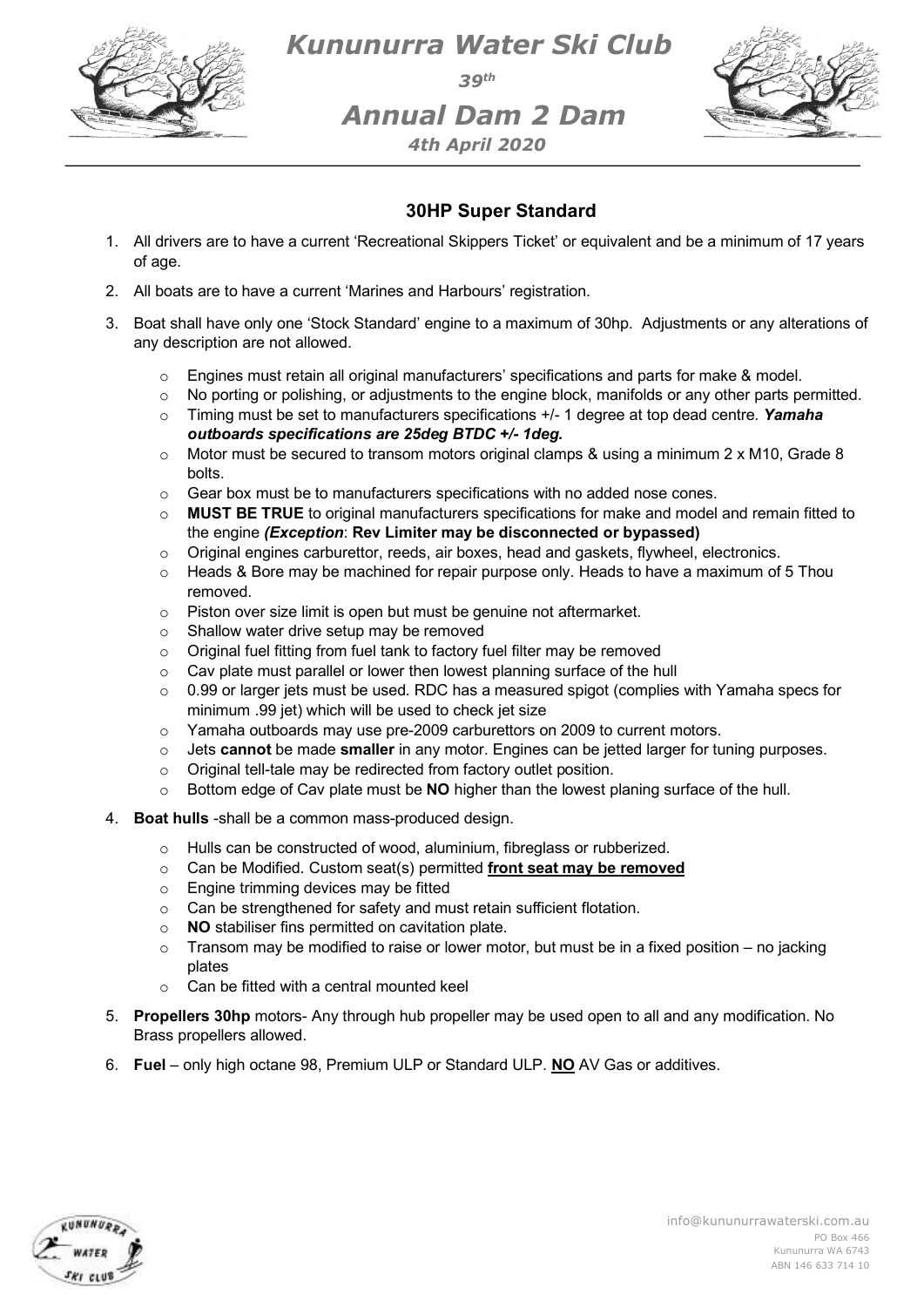## 30HP Super Standard

1. All drivers are to have a current 'Recreational Skippers Ticket' or equivalent and be a minimum of 17 years of age.
2. All boats are to have a current 'Marines and Harbours' registration.
3. Boat shall have only one 'Stock Standard' engine to a maximum of 30hp. Adjustments or any alterations of any description are not allowed.
   - Engines must retain all original manufacturers' specifications and parts for make & model.
   - No porting or polishing, or adjustments to the engine block, manifolds or any other parts permitted.
   - Timing must be set to manufacturers specifications +/- 1 degree at top dead centre. ***Yamaha outboards specifications are 25deg BTDC +/- 1deg.***
   - Motor must be secured to transom motors original clamps & using a minimum 2 x M10, Grade 8 bolts.
   - Gear box must be to manufacturers specifications with no added nose cones.
   - **MUST BE TRUE** to original manufacturers specifications for make and model and remain fitted to the engine ***(Exception*: Rev Limiter may be disconnected or bypassed)**
   - Original engines carburettor, reeds, air boxes, head and gaskets, flywheel, electronics.
   - Heads & Bore may be machined for repair purpose only. Heads to have a maximum of 5 Thou removed.
   - Piston over size limit is open but must be genuine not aftermarket.
   - Shallow water drive setup may be removed
   - Original fuel fitting from fuel tank to factory fuel filter may be removed
   - Cav plate must parallel or lower then lowest planning surface of the hull
   - 0.99 or larger jets must be used. RDC has a measured spigot (complies with Yamaha specs for minimum .99 jet) which will be used to check jet size
   - Yamaha outboards may use pre-2009 carburettors on 2009 to current motors.
   - Jets **cannot** be made **smaller** in any motor. Engines can be jetted larger for tuning purposes.
   - Original tell-tale may be redirected from factory outlet position.
   - Bottom edge of Cav plate must be **NO** higher than the lowest planing surface of the hull.
4. **Boat hulls** -shall be a common mass-produced design.
   - Hulls can be constructed of wood, aluminium, fibreglass or rubberized.
   - Can be Modified. Custom seat(s) permitted **front seat may be removed**
   - Engine trimming devices may be fitted
   - Can be strengthened for safety and must retain sufficient flotation.
   - **NO** stabiliser fins permitted on cavitation plate.
   - Transom may be modified to raise or lower motor, but must be in a fixed position – no jacking plates
   - Can be fitted with a central mounted keel
5. **Propellers 30hp** motors- Any through hub propeller may be used open to all and any modification. No Brass propellers allowed.
6. **Fuel** – only high octane 98, Premium ULP or Standard ULP. **NO** AV Gas or additives.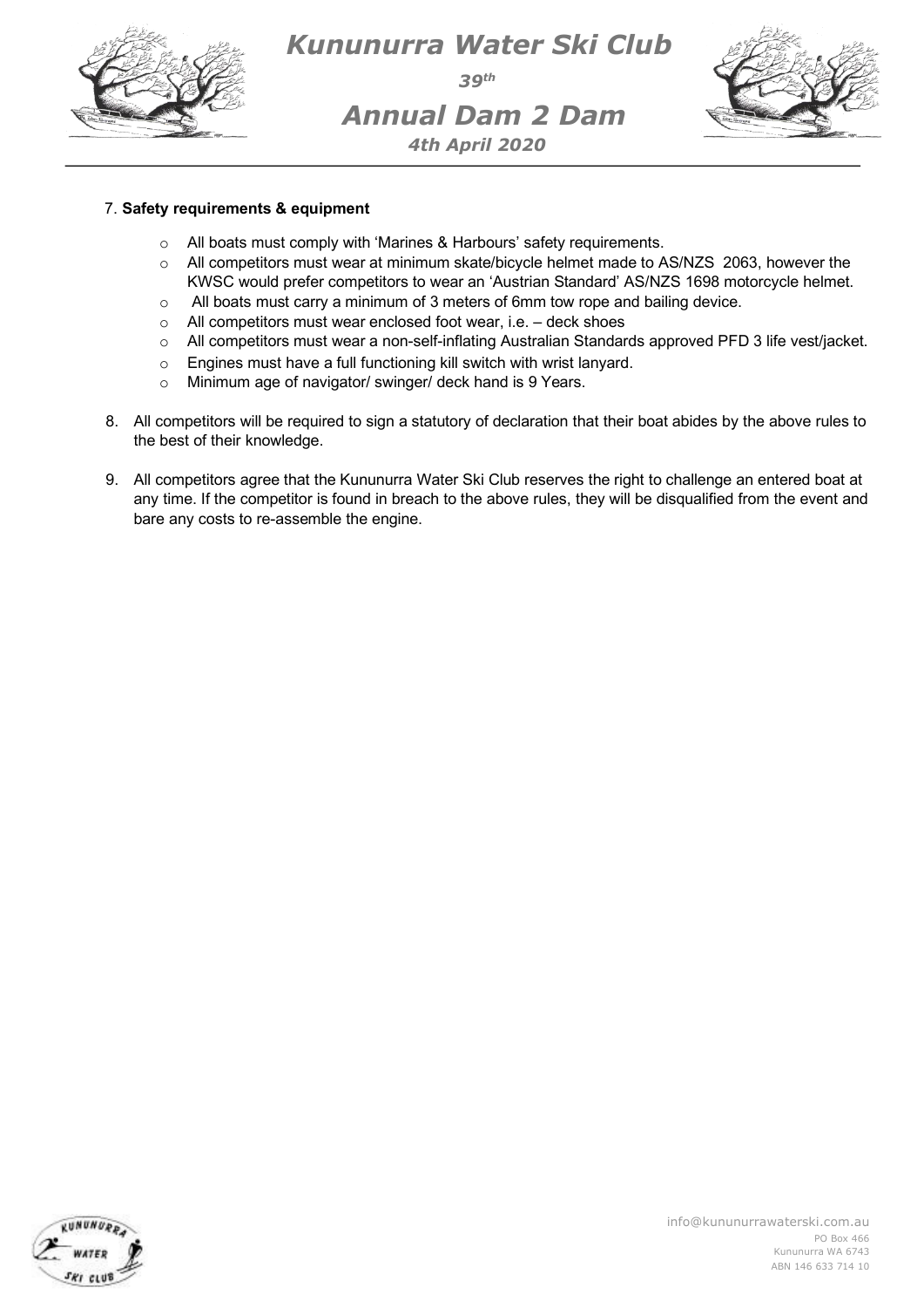7. **Safety requirements & equipment**

- All boats must comply with 'Marines & Harbours' safety requirements.
- All competitors must wear at minimum skate/bicycle helmet made to AS/NZS 2063, however the KWSC would prefer competitors to wear an 'Austrian Standard' AS/NZS 1698 motorcycle helmet.
- All boats must carry a minimum of 3 meters of 6mm tow rope and bailing device.
- All competitors must wear enclosed foot wear, i.e. – deck shoes
- All competitors must wear a non-self-inflating Australian Standards approved PFD 3 life vest/jacket.
- Engines must have a full functioning kill switch with wrist lanyard.
- Minimum age of navigator/ swinger/ deck hand is 9 Years.

8. All competitors will be required to sign a statutory of declaration that their boat abides by the above rules to the best of their knowledge.

9. All competitors agree that the Kununurra Water Ski Club reserves the right to challenge an entered boat at any time. If the competitor is found in breach to the above rules, they will be disqualified from the event and bare any costs to re-assemble the engine.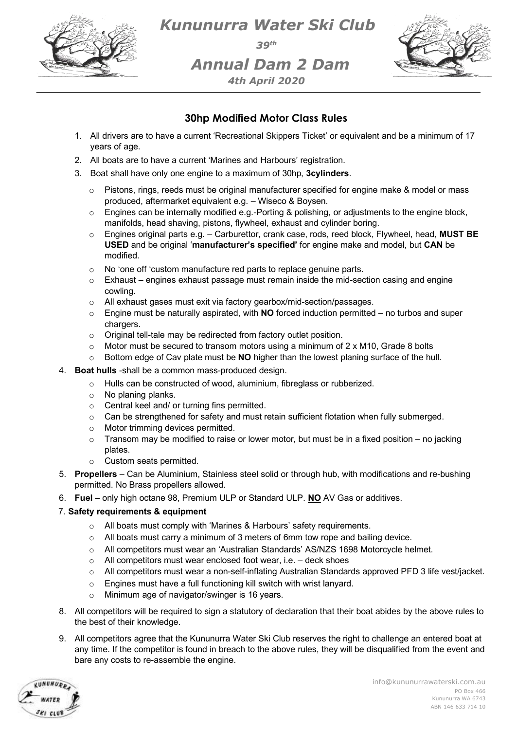# Kununurra Water Ski Club

*39th*

# *Annual Dam 2 Dam*

*4th April 2020*

## 30hp Modified Motor Class Rules

1. All drivers are to have a current 'Recreational Skippers Ticket' or equivalent and be a minimum of 17 years of age.
2. All boats are to have a current 'Marines and Harbours' registration.
3. Boat shall have only one engine to a maximum of 30hp, **3cylinders**.
   - Pistons, rings, reeds must be original manufacturer specified for engine make & model or mass produced, aftermarket equivalent e.g. – Wiseco & Boysen.
   - Engines can be internally modified e.g.-Porting & polishing, or adjustments to the engine block, manifolds, head shaving, pistons, flywheel, exhaust and cylinder boring.
   - Engines original parts e.g. – Carburettor, crank case, rods, reed block, Flywheel, head, **MUST BE USED** and be original '**manufacturer's specified'** for engine make and model, but **CAN** be modified.
   - No 'one off 'custom manufacture red parts to replace genuine parts.
   - Exhaust – engines exhaust passage must remain inside the mid-section casing and engine cowling.
   - All exhaust gases must exit via factory gearbox/mid-section/passages.
   - Engine must be naturally aspirated, with **NO** forced induction permitted – no turbos and super chargers.
   - Original tell-tale may be redirected from factory outlet position.
   - Motor must be secured to transom motors using a minimum of 2 x M10, Grade 8 bolts
   - Bottom edge of Cav plate must be **NO** higher than the lowest planing surface of the hull.
4. **Boat hulls** -shall be a common mass-produced design.
   - Hulls can be constructed of wood, aluminium, fibreglass or rubberized.
   - No planing planks.
   - Central keel and/ or turning fins permitted.
   - Can be strengthened for safety and must retain sufficient flotation when fully submerged.
   - Motor trimming devices permitted.
   - Transom may be modified to raise or lower motor, but must be in a fixed position – no jacking plates.
   - Custom seats permitted.
5. **Propellers** – Can be Aluminium, Stainless steel solid or through hub, with modifications and re-bushing permitted. No Brass propellers allowed.
6. **Fuel** – only high octane 98, Premium ULP or Standard ULP. **NO** AV Gas or additives.
7. **Safety requirements & equipment**
   - All boats must comply with 'Marines & Harbours' safety requirements.
   - All boats must carry a minimum of 3 meters of 6mm tow rope and bailing device.
   - All competitors must wear an 'Australian Standards' AS/NZS 1698 Motorcycle helmet.
   - All competitors must wear enclosed foot wear, i.e. – deck shoes
   - All competitors must wear a non-self-inflating Australian Standards approved PFD 3 life vest/jacket.
   - Engines must have a full functioning kill switch with wrist lanyard.
   - Minimum age of navigator/swinger is 16 years.
8. All competitors will be required to sign a statutory of declaration that their boat abides by the above rules to the best of their knowledge.
9. All competitors agree that the Kununurra Water Ski Club reserves the right to challenge an entered boat at any time. If the competitor is found in breach to the above rules, they will be disqualified from the event and bare any costs to re-assemble the engine.

info@kununurrawaterski.com.au
PO Box 466
Kununurra WA 6743
ABN 146 633 714 10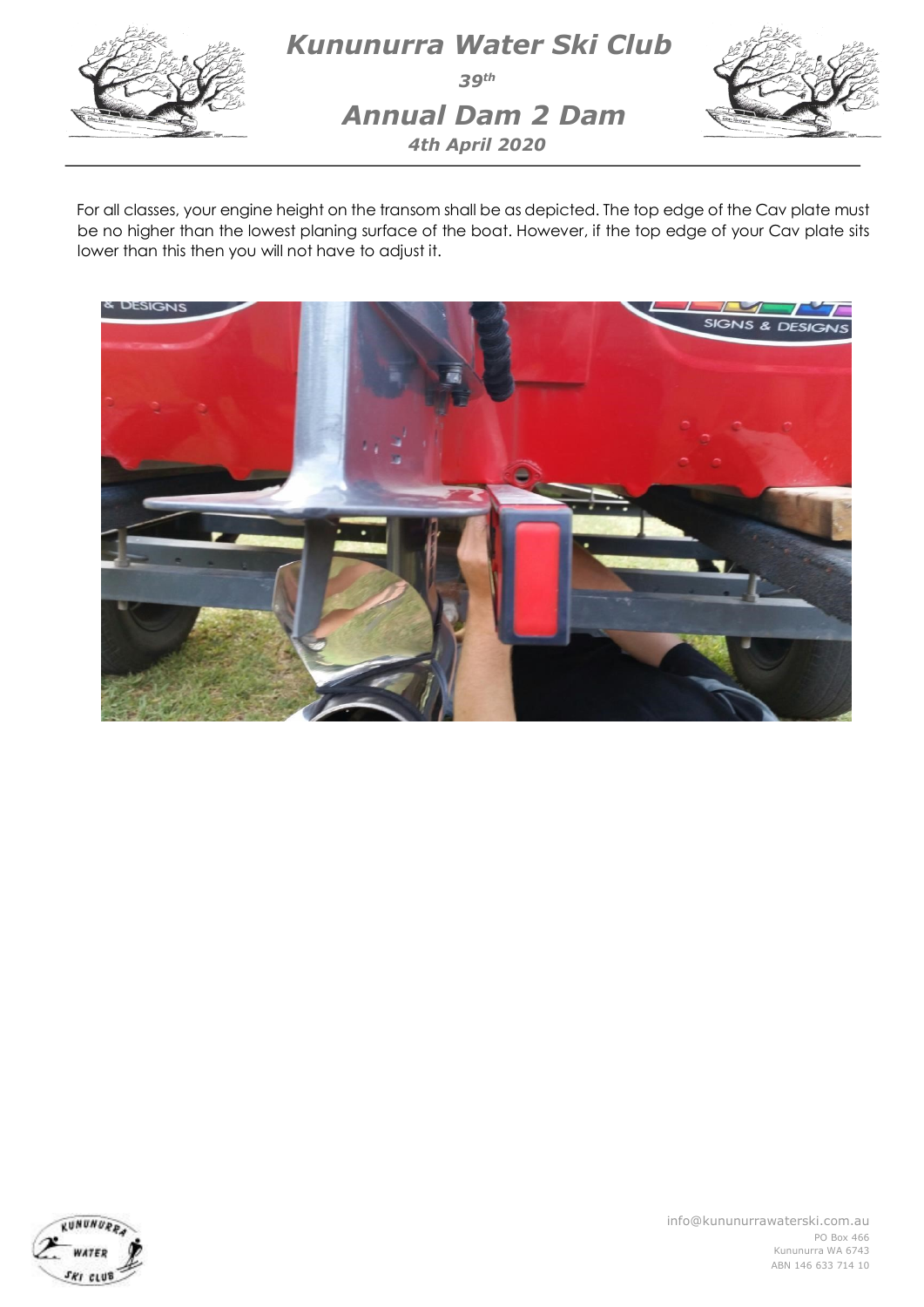For all classes, your engine height on the transom shall be as depicted. The top edge of the Cav plate must be no higher than the lowest planing surface of the boat. However, if the top edge of your Cav plate sits lower than this then you will not have to adjust it.